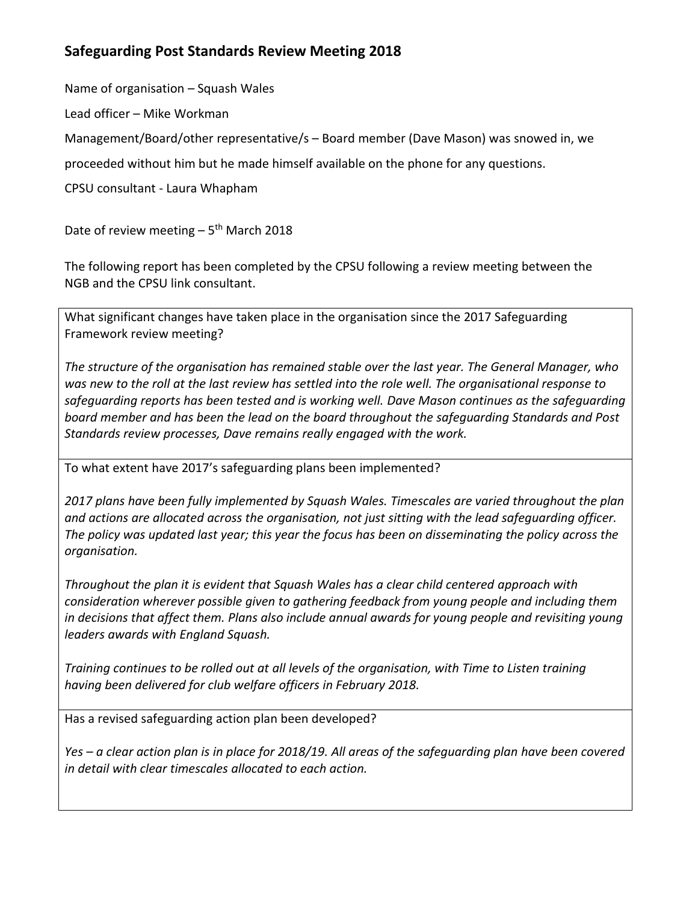## Safeguarding Post Standards Review Meeting 2018

Name of organisation – Squash Wales

Lead officer – Mike Workman

Management/Board/other representative/s – Board member (Dave Mason) was snowed in, we proceeded without him but he made himself available on the phone for any questions.

CPSU consultant - Laura Whapham

Date of review meeting – 5th March 2018

The following report has been completed by the CPSU following a review meeting between the NGB and the CPSU link consultant.

What significant changes have taken place in the organisation since the 2017 Safeguarding Framework review meeting?

*The structure of the organisation has remained stable over the last year. The General Manager, who was new to the roll at the last review has settled into the role well. The organisational response to safeguarding reports has been tested and is working well. Dave Mason continues as the safeguarding board member and has been the lead on the board throughout the safeguarding Standards and Post Standards review processes, Dave remains really engaged with the work.*

To what extent have 2017's safeguarding plans been implemented?

*2017 plans have been fully implemented by Squash Wales. Timescales are varied throughout the plan and actions are allocated across the organisation, not just sitting with the lead safeguarding officer. The policy was updated last year; this year the focus has been on disseminating the policy across the organisation.*

*Throughout the plan it is evident that Squash Wales has a clear child centered approach with consideration wherever possible given to gathering feedback from young people and including them in decisions that affect them. Plans also include annual awards for young people and revisiting young leaders awards with England Squash.*

*Training continues to be rolled out at all levels of the organisation, with Time to Listen training having been delivered for club welfare officers in February 2018.*

Has a revised safeguarding action plan been developed?

*Yes – a clear action plan is in place for 2018/19. All areas of the safeguarding plan have been covered in detail with clear timescales allocated to each action.*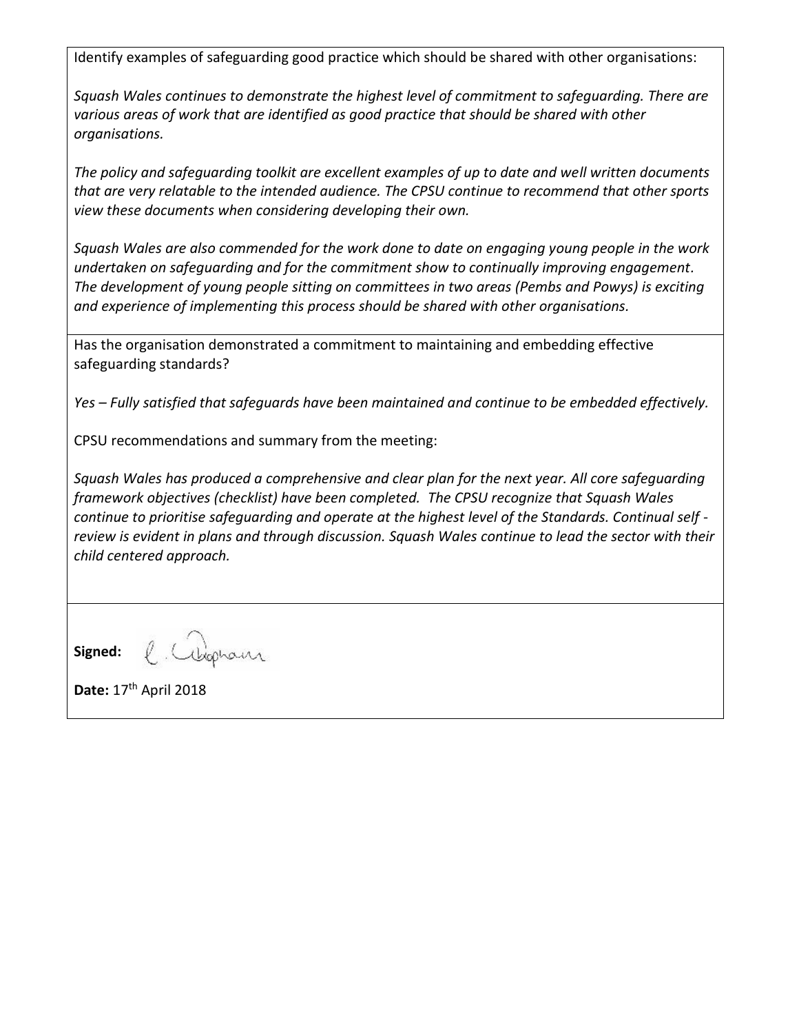Identify examples of safeguarding good practice which should be shared with other organisations:

*Squash Wales continues to demonstrate the highest level of commitment to safeguarding. There are various areas of work that are identified as good practice that should be shared with other organisations.*

*The policy and safeguarding toolkit are excellent examples of up to date and well written documents that are very relatable to the intended audience. The CPSU continue to recommend that other sports view these documents when considering developing their own.*

*Squash Wales are also commended for the work done to date on engaging young people in the work undertaken on safeguarding and for the commitment show to continually improving engagement. The development of young people sitting on committees in two areas (Pembs and Powys) is exciting and experience of implementing this process should be shared with other organisations.*

Has the organisation demonstrated a commitment to maintaining and embedding effective safeguarding standards?

*Yes – Fully satisfied that safeguards have been maintained and continue to be embedded effectively.*

CPSU recommendations and summary from the meeting:

*Squash Wales has produced a comprehensive and clear plan for the next year. All core safeguarding framework objectives (checklist) have been completed. The CPSU recognize that Squash Wales continue to prioritise safeguarding and operate at the highest level of the Standards. Continual self - review is evident in plans and through discussion. Squash Wales continue to lead the sector with their child centered approach.*

**Signed:** [signature]

**Date:** 17th April 2018